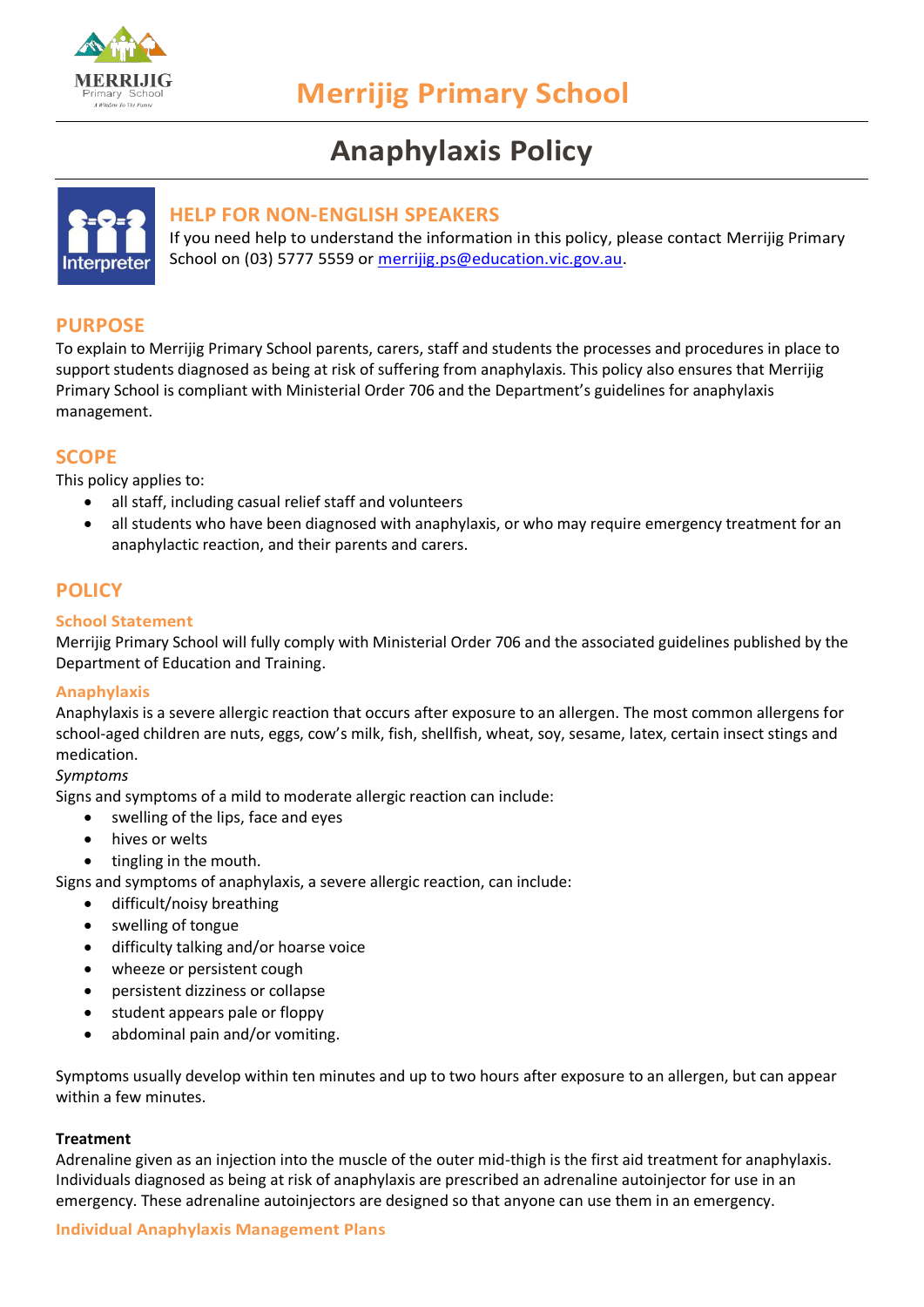# Merrijig Primary School

# Anaphylaxis Policy

## HELP FOR NON-ENGLISH SPEAKERS

If you need help to understand the information in this policy, please contact Merrijig Primary School on (03) 5777 5559 or merrijig.ps@education.vic.gov.au.

## PURPOSE

To explain to Merrijig Primary School parents, carers, staff and students the processes and procedures in place to support students diagnosed as being at risk of suffering from anaphylaxis. This policy also ensures that Merrijig Primary School is compliant with Ministerial Order 706 and the Department's guidelines for anaphylaxis management.

## SCOPE

This policy applies to:

- all staff, including casual relief staff and volunteers
- all students who have been diagnosed with anaphylaxis, or who may require emergency treatment for an anaphylactic reaction, and their parents and carers.

## POLICY

### School Statement

Merrijig Primary School will fully comply with Ministerial Order 706 and the associated guidelines published by the Department of Education and Training.

### Anaphylaxis

Anaphylaxis is a severe allergic reaction that occurs after exposure to an allergen. The most common allergens for school-aged children are nuts, eggs, cow's milk, fish, shellfish, wheat, soy, sesame, latex, certain insect stings and medication.

*Symptoms*

Signs and symptoms of a mild to moderate allergic reaction can include:

- swelling of the lips, face and eyes
- hives or welts
- tingling in the mouth.

Signs and symptoms of anaphylaxis, a severe allergic reaction, can include:

- difficult/noisy breathing
- swelling of tongue
- difficulty talking and/or hoarse voice
- wheeze or persistent cough
- persistent dizziness or collapse
- student appears pale or floppy
- abdominal pain and/or vomiting.

Symptoms usually develop within ten minutes and up to two hours after exposure to an allergen, but can appear within a few minutes.

**Treatment**

Adrenaline given as an injection into the muscle of the outer mid-thigh is the first aid treatment for anaphylaxis. Individuals diagnosed as being at risk of anaphylaxis are prescribed an adrenaline autoinjector for use in an emergency. These adrenaline autoinjectors are designed so that anyone can use them in an emergency.

### Individual Anaphylaxis Management Plans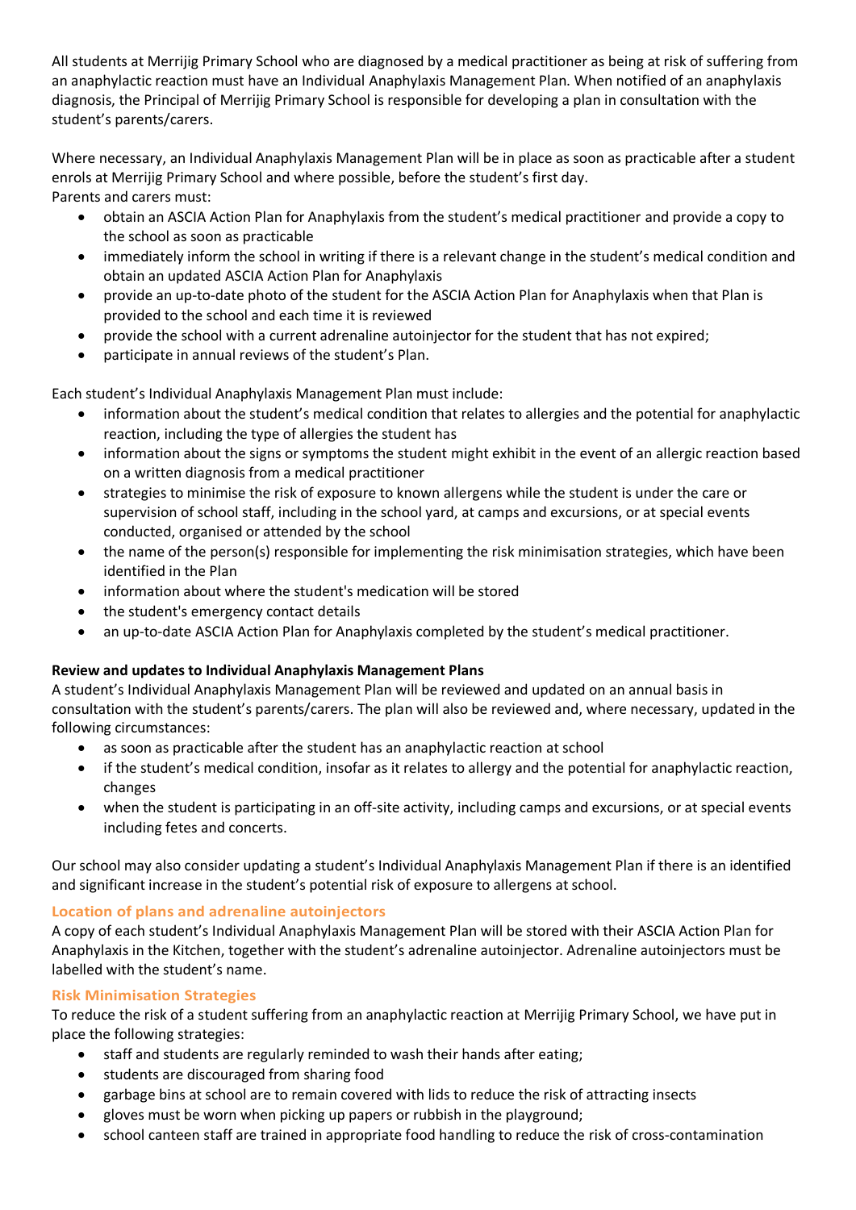All students at Merrijig Primary School who are diagnosed by a medical practitioner as being at risk of suffering from an anaphylactic reaction must have an Individual Anaphylaxis Management Plan. When notified of an anaphylaxis diagnosis, the Principal of Merrijig Primary School is responsible for developing a plan in consultation with the student's parents/carers.

Where necessary, an Individual Anaphylaxis Management Plan will be in place as soon as practicable after a student enrols at Merrijig Primary School and where possible, before the student's first day.
Parents and carers must:

- obtain an ASCIA Action Plan for Anaphylaxis from the student's medical practitioner and provide a copy to the school as soon as practicable
- immediately inform the school in writing if there is a relevant change in the student's medical condition and obtain an updated ASCIA Action Plan for Anaphylaxis
- provide an up-to-date photo of the student for the ASCIA Action Plan for Anaphylaxis when that Plan is provided to the school and each time it is reviewed
- provide the school with a current adrenaline autoinjector for the student that has not expired;
- participate in annual reviews of the student's Plan.

Each student's Individual Anaphylaxis Management Plan must include:

- information about the student's medical condition that relates to allergies and the potential for anaphylactic reaction, including the type of allergies the student has
- information about the signs or symptoms the student might exhibit in the event of an allergic reaction based on a written diagnosis from a medical practitioner
- strategies to minimise the risk of exposure to known allergens while the student is under the care or supervision of school staff, including in the school yard, at camps and excursions, or at special events conducted, organised or attended by the school
- the name of the person(s) responsible for implementing the risk minimisation strategies, which have been identified in the Plan
- information about where the student's medication will be stored
- the student's emergency contact details
- an up-to-date ASCIA Action Plan for Anaphylaxis completed by the student's medical practitioner.

**Review and updates to Individual Anaphylaxis Management Plans**

A student's Individual Anaphylaxis Management Plan will be reviewed and updated on an annual basis in consultation with the student's parents/carers. The plan will also be reviewed and, where necessary, updated in the following circumstances:

- as soon as practicable after the student has an anaphylactic reaction at school
- if the student's medical condition, insofar as it relates to allergy and the potential for anaphylactic reaction, changes
- when the student is participating in an off-site activity, including camps and excursions, or at special events including fetes and concerts.

Our school may also consider updating a student's Individual Anaphylaxis Management Plan if there is an identified and significant increase in the student's potential risk of exposure to allergens at school.

### Location of plans and adrenaline autoinjectors

A copy of each student's Individual Anaphylaxis Management Plan will be stored with their ASCIA Action Plan for Anaphylaxis in the Kitchen, together with the student's adrenaline autoinjector. Adrenaline autoinjectors must be labelled with the student's name.

### Risk Minimisation Strategies

To reduce the risk of a student suffering from an anaphylactic reaction at Merrijig Primary School, we have put in place the following strategies:

- staff and students are regularly reminded to wash their hands after eating;
- students are discouraged from sharing food
- garbage bins at school are to remain covered with lids to reduce the risk of attracting insects
- gloves must be worn when picking up papers or rubbish in the playground;
- school canteen staff are trained in appropriate food handling to reduce the risk of cross-contamination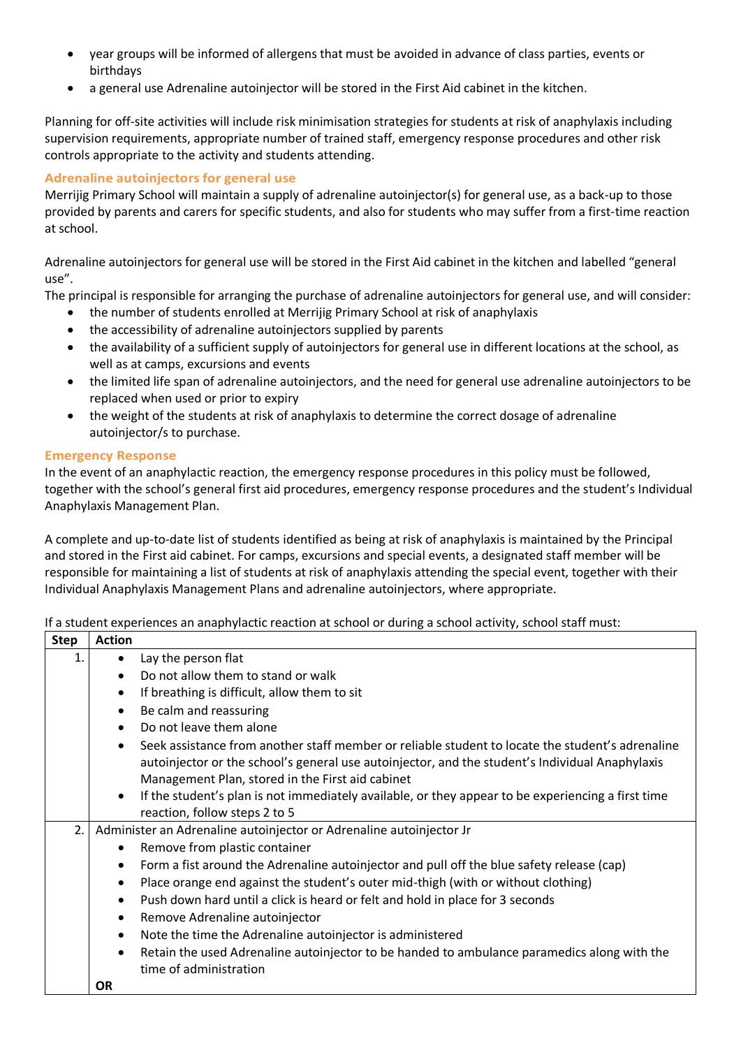- year groups will be informed of allergens that must be avoided in advance of class parties, events or birthdays
- a general use Adrenaline autoinjector will be stored in the First Aid cabinet in the kitchen.

Planning for off-site activities will include risk minimisation strategies for students at risk of anaphylaxis including supervision requirements, appropriate number of trained staff, emergency response procedures and other risk controls appropriate to the activity and students attending.

### Adrenaline autoinjectors for general use

Merrijig Primary School will maintain a supply of adrenaline autoinjector(s) for general use, as a back-up to those provided by parents and carers for specific students, and also for students who may suffer from a first-time reaction at school.

Adrenaline autoinjectors for general use will be stored in the First Aid cabinet in the kitchen and labelled "general use".

The principal is responsible for arranging the purchase of adrenaline autoinjectors for general use, and will consider:

- the number of students enrolled at Merrijig Primary School at risk of anaphylaxis
- the accessibility of adrenaline autoinjectors supplied by parents
- the availability of a sufficient supply of autoinjectors for general use in different locations at the school, as well as at camps, excursions and events
- the limited life span of adrenaline autoinjectors, and the need for general use adrenaline autoinjectors to be replaced when used or prior to expiry
- the weight of the students at risk of anaphylaxis to determine the correct dosage of adrenaline autoinjector/s to purchase.

### Emergency Response

In the event of an anaphylactic reaction, the emergency response procedures in this policy must be followed, together with the school's general first aid procedures, emergency response procedures and the student's Individual Anaphylaxis Management Plan.

A complete and up-to-date list of students identified as being at risk of anaphylaxis is maintained by the Principal and stored in the First aid cabinet. For camps, excursions and special events, a designated staff member will be responsible for maintaining a list of students at risk of anaphylaxis attending the special event, together with their Individual Anaphylaxis Management Plans and adrenaline autoinjectors, where appropriate.

If a student experiences an anaphylactic reaction at school or during a school activity, school staff must:

| Step | Action |
|---|---|
| 1. | • Lay the person flat<br>• Do not allow them to stand or walk<br>• If breathing is difficult, allow them to sit<br>• Be calm and reassuring<br>• Do not leave them alone<br>• Seek assistance from another staff member or reliable student to locate the student's adrenaline autoinjector or the school's general use autoinjector, and the student's Individual Anaphylaxis Management Plan, stored in the First aid cabinet<br>• If the student's plan is not immediately available, or they appear to be experiencing a first time reaction, follow steps 2 to 5 |
| 2. | Administer an Adrenaline autoinjector or Adrenaline autoinjector Jr<br>• Remove from plastic container<br>• Form a fist around the Adrenaline autoinjector and pull off the blue safety release (cap)<br>• Place orange end against the student's outer mid-thigh (with or without clothing)<br>• Push down hard until a click is heard or felt and hold in place for 3 seconds<br>• Remove Adrenaline autoinjector<br>• Note the time the Adrenaline autoinjector is administered<br>• Retain the used Adrenaline autoinjector to be handed to ambulance paramedics along with the time of administration<br>**OR** |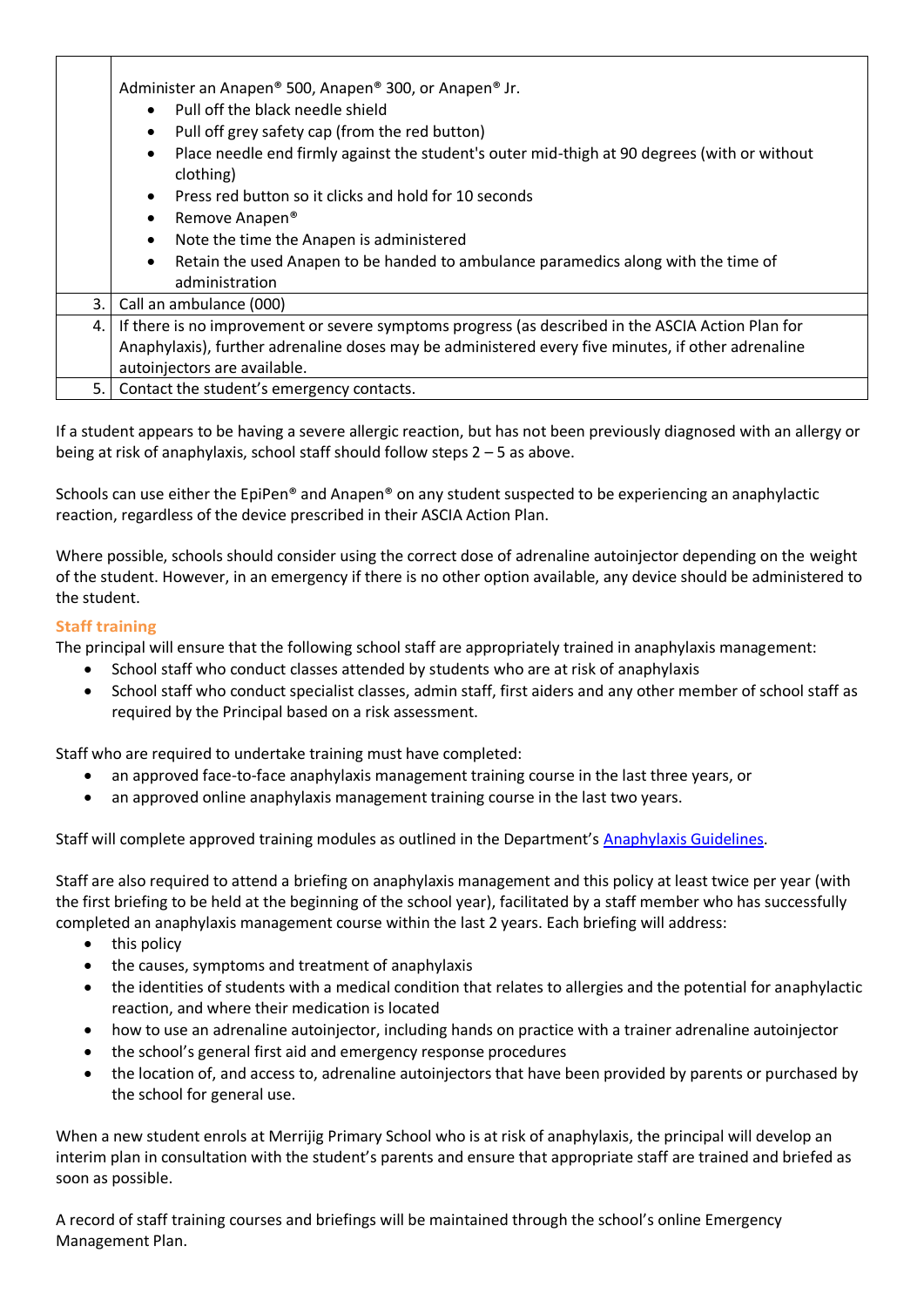| | |
|---|---|
| | Administer an Anapen® 500, Anapen® 300, or Anapen® Jr.<br>• Pull off the black needle shield<br>• Pull off grey safety cap (from the red button)<br>• Place needle end firmly against the student's outer mid-thigh at 90 degrees (with or without clothing)<br>• Press red button so it clicks and hold for 10 seconds<br>• Remove Anapen®<br>• Note the time the Anapen is administered<br>• Retain the used Anapen to be handed to ambulance paramedics along with the time of administration |
| 3. | Call an ambulance (000) |
| 4. | If there is no improvement or severe symptoms progress (as described in the ASCIA Action Plan for Anaphylaxis), further adrenaline doses may be administered every five minutes, if other adrenaline autoinjectors are available. |
| 5. | Contact the student's emergency contacts. |

If a student appears to be having a severe allergic reaction, but has not been previously diagnosed with an allergy or being at risk of anaphylaxis, school staff should follow steps 2 – 5 as above.

Schools can use either the EpiPen® and Anapen® on any student suspected to be experiencing an anaphylactic reaction, regardless of the device prescribed in their ASCIA Action Plan.

Where possible, schools should consider using the correct dose of adrenaline autoinjector depending on the weight of the student. However, in an emergency if there is no other option available, any device should be administered to the student.

### Staff training

The principal will ensure that the following school staff are appropriately trained in anaphylaxis management:

- School staff who conduct classes attended by students who are at risk of anaphylaxis
- School staff who conduct specialist classes, admin staff, first aiders and any other member of school staff as required by the Principal based on a risk assessment.

Staff who are required to undertake training must have completed:

- an approved face-to-face anaphylaxis management training course in the last three years, or
- an approved online anaphylaxis management training course in the last two years.

Staff will complete approved training modules as outlined in the Department's [Anaphylaxis Guidelines](Anaphylaxis Guidelines).

Staff are also required to attend a briefing on anaphylaxis management and this policy at least twice per year (with the first briefing to be held at the beginning of the school year), facilitated by a staff member who has successfully completed an anaphylaxis management course within the last 2 years. Each briefing will address:

- this policy
- the causes, symptoms and treatment of anaphylaxis
- the identities of students with a medical condition that relates to allergies and the potential for anaphylactic reaction, and where their medication is located
- how to use an adrenaline autoinjector, including hands on practice with a trainer adrenaline autoinjector
- the school's general first aid and emergency response procedures
- the location of, and access to, adrenaline autoinjectors that have been provided by parents or purchased by the school for general use.

When a new student enrols at Merrijig Primary School who is at risk of anaphylaxis, the principal will develop an interim plan in consultation with the student's parents and ensure that appropriate staff are trained and briefed as soon as possible.

A record of staff training courses and briefings will be maintained through the school's online Emergency Management Plan.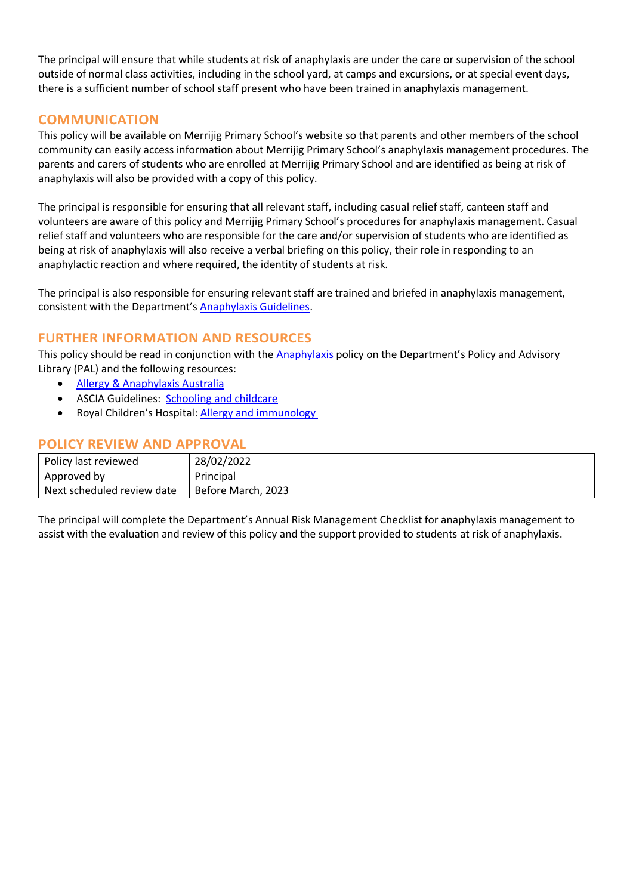The principal will ensure that while students at risk of anaphylaxis are under the care or supervision of the school outside of normal class activities, including in the school yard, at camps and excursions, or at special event days, there is a sufficient number of school staff present who have been trained in anaphylaxis management.

## COMMUNICATION

This policy will be available on Merrijig Primary School's website so that parents and other members of the school community can easily access information about Merrijig Primary School's anaphylaxis management procedures. The parents and carers of students who are enrolled at Merrijig Primary School and are identified as being at risk of anaphylaxis will also be provided with a copy of this policy.

The principal is responsible for ensuring that all relevant staff, including casual relief staff, canteen staff and volunteers are aware of this policy and Merrijig Primary School's procedures for anaphylaxis management. Casual relief staff and volunteers who are responsible for the care and/or supervision of students who are identified as being at risk of anaphylaxis will also receive a verbal briefing on this policy, their role in responding to an anaphylactic reaction and where required, the identity of students at risk.

The principal is also responsible for ensuring relevant staff are trained and briefed in anaphylaxis management, consistent with the Department's Anaphylaxis Guidelines.

## FURTHER INFORMATION AND RESOURCES

This policy should be read in conjunction with the Anaphylaxis policy on the Department's Policy and Advisory Library (PAL) and the following resources:

- Allergy & Anaphylaxis Australia
- ASCIA Guidelines: Schooling and childcare
- Royal Children's Hospital: Allergy and immunology

## POLICY REVIEW AND APPROVAL

| | |
|---|---|
| Policy last reviewed | 28/02/2022 |
| Approved by | Principal |
| Next scheduled review date | Before March, 2023 |

The principal will complete the Department's Annual Risk Management Checklist for anaphylaxis management to assist with the evaluation and review of this policy and the support provided to students at risk of anaphylaxis.